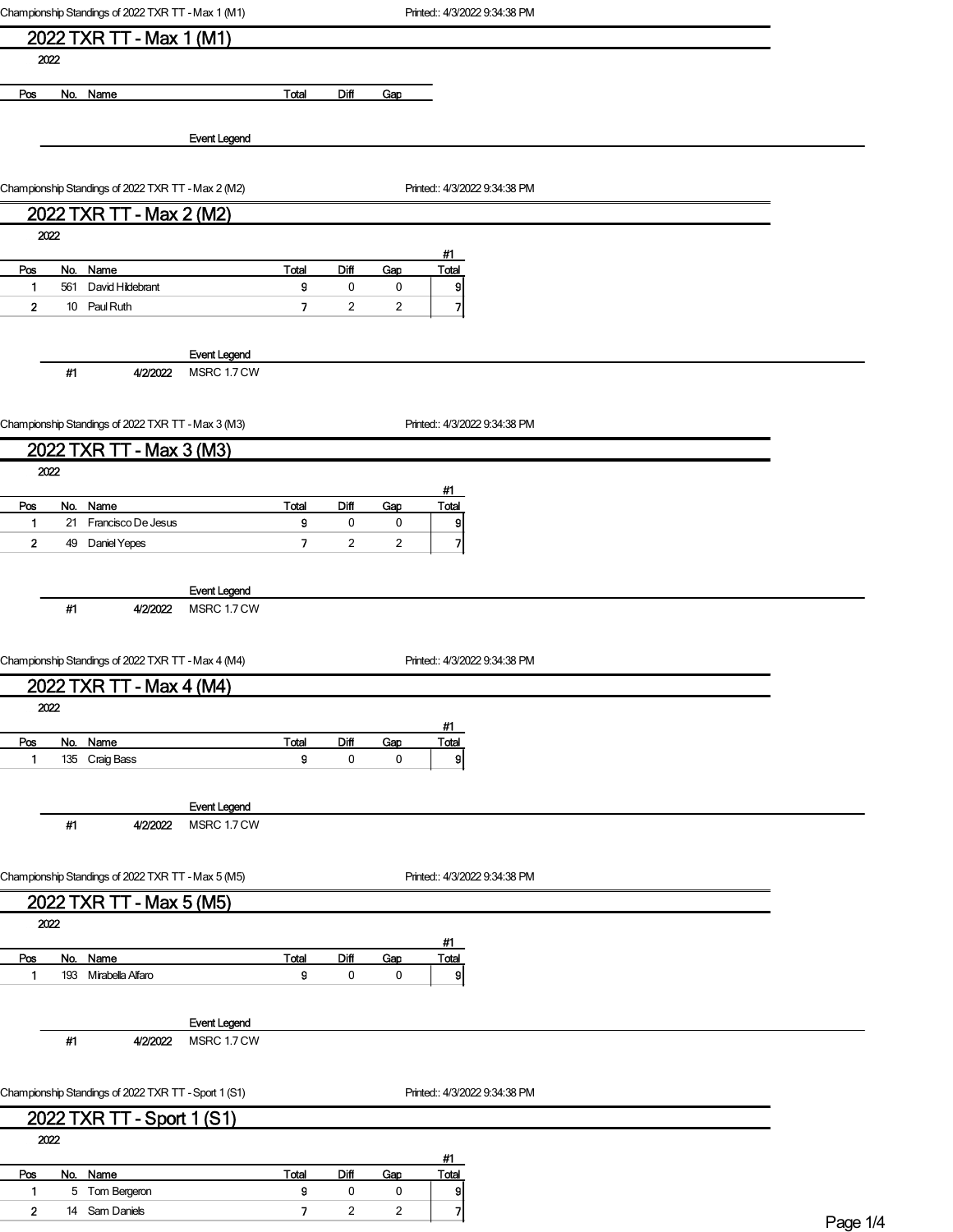Championship Standings of 2022 TXR TT - Max 1 (M1) Printed:: 4/3/2022 9:34:38 PM

## 2022 TXR TT - Max 1 (M1)

2022

| Pos | No. | Name | Total | Diff | Gap |
|---|---|---|---|---|---|

Event Legend

Championship Standings of 2022 TXR TT - Max 2 (M2) Printed:: 4/3/2022 9:34:38 PM

## 2022 TXR TT - Max 2 (M2)

2022

| Pos | No. | Name | Total | Diff | Gap | #1 Total |
|---|---|---|---|---|---|---|
| 1 | 561 | David Hildebrant | 9 | 0 | 0 | 9 |
| 2 | 10 | Paul Ruth | 7 | 2 | 2 | 7 |

Event Legend

| | | |
|---|---|---|
| #1 | 4/2/2022 | MSRC 1.7 CW |

Championship Standings of 2022 TXR TT - Max 3 (M3) Printed:: 4/3/2022 9:34:38 PM

## 2022 TXR TT - Max 3 (M3)

2022

| Pos | No. | Name | Total | Diff | Gap | #1 Total |
|---|---|---|---|---|---|---|
| 1 | 21 | Francisco De Jesus | 9 | 0 | 0 | 9 |
| 2 | 49 | Daniel Yepes | 7 | 2 | 2 | 7 |

Event Legend

| | | |
|---|---|---|
| #1 | 4/2/2022 | MSRC 1.7 CW |

Championship Standings of 2022 TXR TT - Max 4 (M4) Printed:: 4/3/2022 9:34:38 PM

## 2022 TXR TT - Max 4 (M4)

2022

| Pos | No. | Name | Total | Diff | Gap | #1 Total |
|---|---|---|---|---|---|---|
| 1 | 135 | Craig Bass | 9 | 0 | 0 | 9 |

Event Legend

| | | |
|---|---|---|
| #1 | 4/2/2022 | MSRC 1.7 CW |

Championship Standings of 2022 TXR TT - Max 5 (M5) Printed:: 4/3/2022 9:34:38 PM

## 2022 TXR TT - Max 5 (M5)

2022

| Pos | No. | Name | Total | Diff | Gap | #1 Total |
|---|---|---|---|---|---|---|
| 1 | 193 | Mirabella Alfaro | 9 | 0 | 0 | 9 |

Event Legend

| | | |
|---|---|---|
| #1 | 4/2/2022 | MSRC 1.7 CW |

Championship Standings of 2022 TXR TT - Sport 1 (S1) Printed:: 4/3/2022 9:34:38 PM

## 2022 TXR TT - Sport 1 (S1)

2022

| Pos | No. | Name | Total | Diff | Gap | #1 Total |
|---|---|---|---|---|---|---|
| 1 | 5 | Tom Bergeron | 9 | 0 | 0 | 9 |
| 2 | 14 | Sam Daniels | 7 | 2 | 2 | 7 |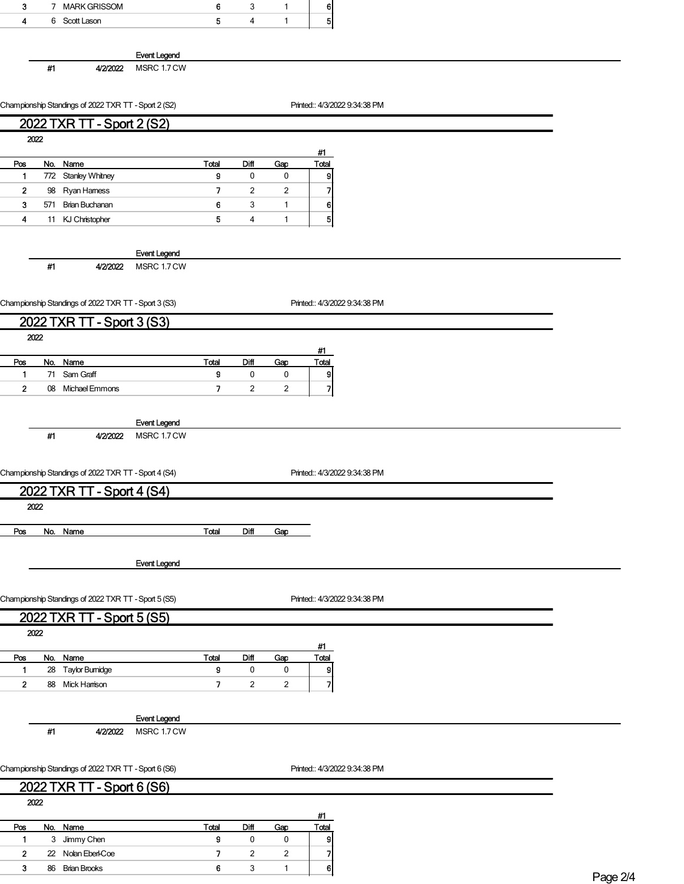| Pos | No. | Name | Total | Diff | Gap | #1 Total |
|---|---|---|---|---|---|---|
| 3 | 7 | MARK GRISSOM | 6 | 3 | 1 | 6 |
| 4 | 6 | Scott Lason | 5 | 4 | 1 | 5 |

**Event Legend**

| | | |
|---|---|---|
| #1 | 4/2/2022 | MSRC 1.7 CW |

Championship Standings of 2022 TXR TT - Sport 2 (S2) Printed:: 4/3/2022 9:34:38 PM

## 2022 TXR TT - Sport 2 (S2)

2022

| Pos | No. | Name | Total | Diff | Gap | #1 Total |
|---|---|---|---|---|---|---|
| 1 | 772 | Stanley Whitney | 9 | 0 | 0 | 9 |
| 2 | 98 | Ryan Harness | 7 | 2 | 2 | 7 |
| 3 | 571 | Brian Buchanan | 6 | 3 | 1 | 6 |
| 4 | 11 | KJ Christopher | 5 | 4 | 1 | 5 |

**Event Legend**

| | | |
|---|---|---|
| #1 | 4/2/2022 | MSRC 1.7 CW |

Championship Standings of 2022 TXR TT - Sport 3 (S3) Printed:: 4/3/2022 9:34:38 PM

## 2022 TXR TT - Sport 3 (S3)

2022

| Pos | No. | Name | Total | Diff | Gap | #1 Total |
|---|---|---|---|---|---|---|
| 1 | 71 | Sam Graff | 9 | 0 | 0 | 9 |
| 2 | 08 | Michael Emmons | 7 | 2 | 2 | 7 |

**Event Legend**

| | | |
|---|---|---|
| #1 | 4/2/2022 | MSRC 1.7 CW |

Championship Standings of 2022 TXR TT - Sport 4 (S4) Printed:: 4/3/2022 9:34:38 PM

## 2022 TXR TT - Sport 4 (S4)

2022

| Pos | No. | Name | Total | Diff | Gap |
|---|---|---|---|---|---|

**Event Legend**

Championship Standings of 2022 TXR TT - Sport 5 (S5) Printed:: 4/3/2022 9:34:38 PM

## 2022 TXR TT - Sport 5 (S5)

2022

| Pos | No. | Name | Total | Diff | Gap | #1 Total |
|---|---|---|---|---|---|---|
| 1 | 28 | Taylor Burnidge | 9 | 0 | 0 | 9 |
| 2 | 88 | Mick Harrison | 7 | 2 | 2 | 7 |

**Event Legend**

| | | |
|---|---|---|
| #1 | 4/2/2022 | MSRC 1.7 CW |

Championship Standings of 2022 TXR TT - Sport 6 (S6) Printed:: 4/3/2022 9:34:38 PM

## 2022 TXR TT - Sport 6 (S6)

2022

| Pos | No. | Name | Total | Diff | Gap | #1 Total |
|---|---|---|---|---|---|---|
| 1 | 3 | Jimmy Chen | 9 | 0 | 0 | 9 |
| 2 | 22 | Nolan Eberl-Coe | 7 | 2 | 2 | 7 |
| 3 | 86 | Brian Brooks | 6 | 3 | 1 | 6 |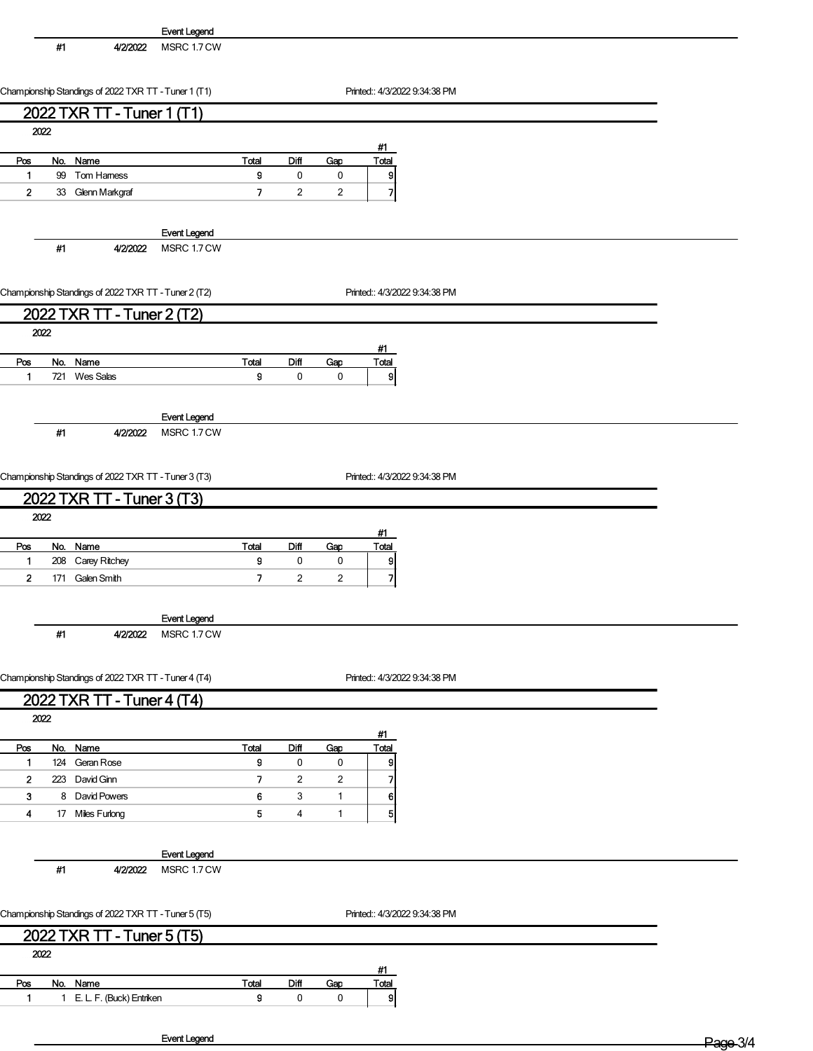Event Legend

| | | |
|---|---|---|
| #1 | 4/2/2022 | MSRC 1.7 CW |

Championship Standings of 2022 TXR TT - Tuner 1 (T1) Printed:: 4/3/2022 9:34:38 PM

## 2022 TXR TT - Tuner 1 (T1)

2022

| Pos | No. | Name | Total | Diff | Gap | #1 Total |
|---|---|---|---|---|---|---|
| 1 | 99 | Tom Harness | 9 | 0 | 0 | 9 |
| 2 | 33 | Glenn Markgraf | 7 | 2 | 2 | 7 |

Event Legend

| | | |
|---|---|---|
| #1 | 4/2/2022 | MSRC 1.7 CW |

Championship Standings of 2022 TXR TT - Tuner 2 (T2) Printed:: 4/3/2022 9:34:38 PM

## 2022 TXR TT - Tuner 2 (T2)

2022

| Pos | No. | Name | Total | Diff | Gap | #1 Total |
|---|---|---|---|---|---|---|
| 1 | 721 | Wes Salas | 9 | 0 | 0 | 9 |

Event Legend

| | | |
|---|---|---|
| #1 | 4/2/2022 | MSRC 1.7 CW |

Championship Standings of 2022 TXR TT - Tuner 3 (T3) Printed:: 4/3/2022 9:34:38 PM

## 2022 TXR TT - Tuner 3 (T3)

2022

| Pos | No. | Name | Total | Diff | Gap | #1 Total |
|---|---|---|---|---|---|---|
| 1 | 208 | Carey Ritchey | 9 | 0 | 0 | 9 |
| 2 | 171 | Galen Smith | 7 | 2 | 2 | 7 |

Event Legend

| | | |
|---|---|---|
| #1 | 4/2/2022 | MSRC 1.7 CW |

Championship Standings of 2022 TXR TT - Tuner 4 (T4) Printed:: 4/3/2022 9:34:38 PM

## 2022 TXR TT - Tuner 4 (T4)

2022

| Pos | No. | Name | Total | Diff | Gap | #1 Total |
|---|---|---|---|---|---|---|
| 1 | 124 | Geran Rose | 9 | 0 | 0 | 9 |
| 2 | 223 | David Ginn | 7 | 2 | 2 | 7 |
| 3 | 8 | David Powers | 6 | 3 | 1 | 6 |
| 4 | 17 | Miles Furlong | 5 | 4 | 1 | 5 |

Event Legend

| | | |
|---|---|---|
| #1 | 4/2/2022 | MSRC 1.7 CW |

Championship Standings of 2022 TXR TT - Tuner 5 (T5) Printed:: 4/3/2022 9:34:38 PM

## 2022 TXR TT - Tuner 5 (T5)

2022

| Pos | No. | Name | Total | Diff | Gap | #1 Total |
|---|---|---|---|---|---|---|
| 1 | 1 | E. L. F. (Buck) Entriken | 9 | 0 | 0 | 9 |

Event Legend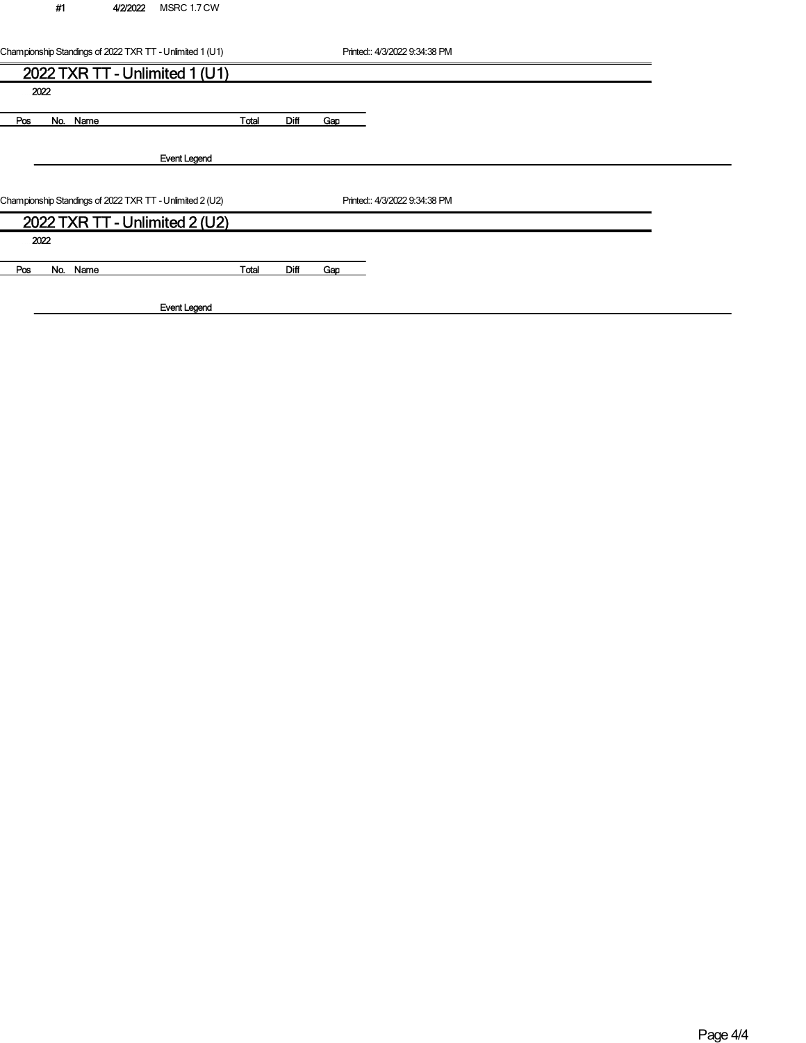#1 4/2/2022 MSRC 1.7 CW

Championship Standings of 2022 TXR TT - Unlimited 1 (U1) Printed:: 4/3/2022 9:34:38 PM

## 2022 TXR TT - Unlimited 1 (U1)

2022

| Pos | No. | Name | Total | Diff | Gap |
|---|---|---|---|---|---|

Event Legend

Championship Standings of 2022 TXR TT - Unlimited 2 (U2) Printed:: 4/3/2022 9:34:38 PM

## 2022 TXR TT - Unlimited 2 (U2)

2022

| Pos | No. | Name | Total | Diff | Gap |
|---|---|---|---|---|---|

Event Legend